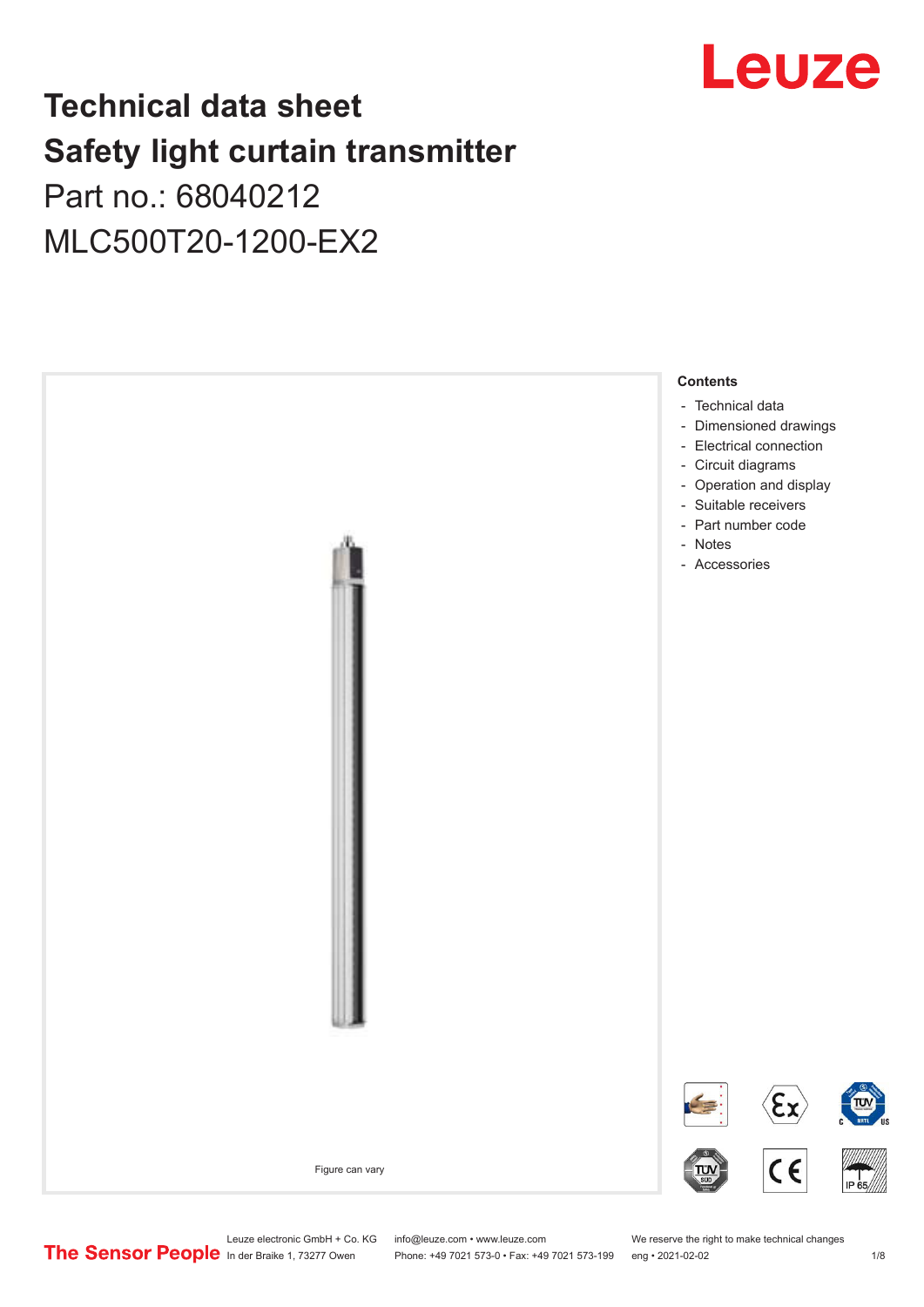# Technical data sheet
# Safety light curtain transmitter

Part no.: 68040212

MLC500T20-1200-EX2

Figure can vary

**Contents**

- Technical data
- Dimensioned drawings
- Electrical connection
- Circuit diagrams
- Operation and display
- Suitable receivers
- Part number code
- Notes
- Accessories

Leuze electronic GmbH + Co. KG
In der Braike 1, 73277 Owen

info@leuze.com • www.leuze.com
Phone: +49 7021 573-0 • Fax: +49 7021 573-199

We reserve the right to make technical changes
eng • 2021-02-02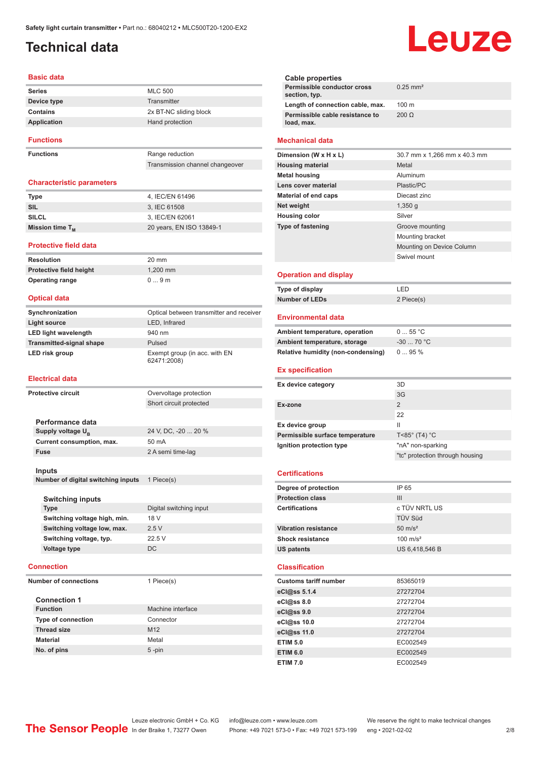Safety light curtain transmitter • Part no.: 68040212 • MLC500T20-1200-EX2

# Technical data

## Basic data

| | |
|---|---|
| Series | MLC 500 |
| Device type | Transmitter |
| Contains | 2x BT-NC sliding block |
| Application | Hand protection |

## Functions

| | |
|---|---|
| Functions | Range reduction |
| | Transmission channel changeover |

## Characteristic parameters

| | |
|---|---|
| Type | 4, IEC/EN 61496 |
| SIL | 3, IEC 61508 |
| SILCL | 3, IEC/EN 62061 |
| Mission time $T_M$ | 20 years, EN ISO 13849-1 |

## Protective field data

| | |
|---|---|
| Resolution | 20 mm |
| Protective field height | 1,200 mm |
| Operating range | 0 ... 9 m |

## Optical data

| | |
|---|---|
| Synchronization | Optical between transmitter and receiver |
| Light source | LED, Infrared |
| LED light wavelength | 940 nm |
| Transmitted-signal shape | Pulsed |
| LED risk group | Exempt group (in acc. with EN 62471:2008) |

## Electrical data

| | |
|---|---|
| Protective circuit | Overvoltage protection |
| | Short circuit protected |

### Performance data

| | |
|---|---|
| Supply voltage $U_B$ | 24 V, DC, -20 ... 20 % |
| Current consumption, max. | 50 mA |
| Fuse | 2 A semi time-lag |

### Inputs

| | |
|---|---|
| Number of digital switching inputs | 1 Piece(s) |

#### Switching inputs

| | |
|---|---|
| Type | Digital switching input |
| Switching voltage high, min. | 18 V |
| Switching voltage low, max. | 2.5 V |
| Switching voltage, typ. | 22.5 V |
| Voltage type | DC |

## Connection

| | |
|---|---|
| Number of connections | 1 Piece(s) |

### Connection 1

| | |
|---|---|
| Function | Machine interface |
| Type of connection | Connector |
| Thread size | M12 |
| Material | Metal |
| No. of pins | 5 -pin |

### Cable properties

| | |
|---|---|
| Permissible conductor cross section, typ. | 0.25 mm² |
| Length of connection cable, max. | 100 m |
| Permissible cable resistance to load, max. | 200 Ω |

## Mechanical data

| | |
|---|---|
| Dimension (W x H x L) | 30.7 mm x 1,266 mm x 40.3 mm |
| Housing material | Metal |
| Metal housing | Aluminum |
| Lens cover material | Plastic/PC |
| Material of end caps | Diecast zinc |
| Net weight | 1,350 g |
| Housing color | Silver |
| Type of fastening | Groove mounting |
| | Mounting bracket |
| | Mounting on Device Column |
| | Swivel mount |

## Operation and display

| | |
|---|---|
| Type of display | LED |
| Number of LEDs | 2 Piece(s) |

## Environmental data

| | |
|---|---|
| Ambient temperature, operation | 0 ... 55 °C |
| Ambient temperature, storage | -30 ... 70 °C |
| Relative humidity (non-condensing) | 0 ... 95 % |

## Ex specification

| | |
|---|---|
| Ex device category | 3D |
| | 3G |
| Ex-zone | 2 |
| | 22 |
| Ex device group | II |
| Permissible surface temperature | T<85° (T4) °C |
| Ignition protection type | "nA" non-sparking |
| | "tc" protection through housing |

## Certifications

| | |
|---|---|
| Degree of protection | IP 65 |
| Protection class | III |
| Certifications | c TÜV NRTL US |
| | TÜV Süd |
| Vibration resistance | 50 m/s² |
| Shock resistance | 100 m/s² |
| US patents | US 6,418,546 B |

## Classification

| | |
|---|---|
| Customs tariff number | 85365019 |
| eCl@ss 5.1.4 | 27272704 |
| eCl@ss 8.0 | 27272704 |
| eCl@ss 9.0 | 27272704 |
| eCl@ss 10.0 | 27272704 |
| eCl@ss 11.0 | 27272704 |
| ETIM 5.0 | EC002549 |
| ETIM 6.0 | EC002549 |
| ETIM 7.0 | EC002549 |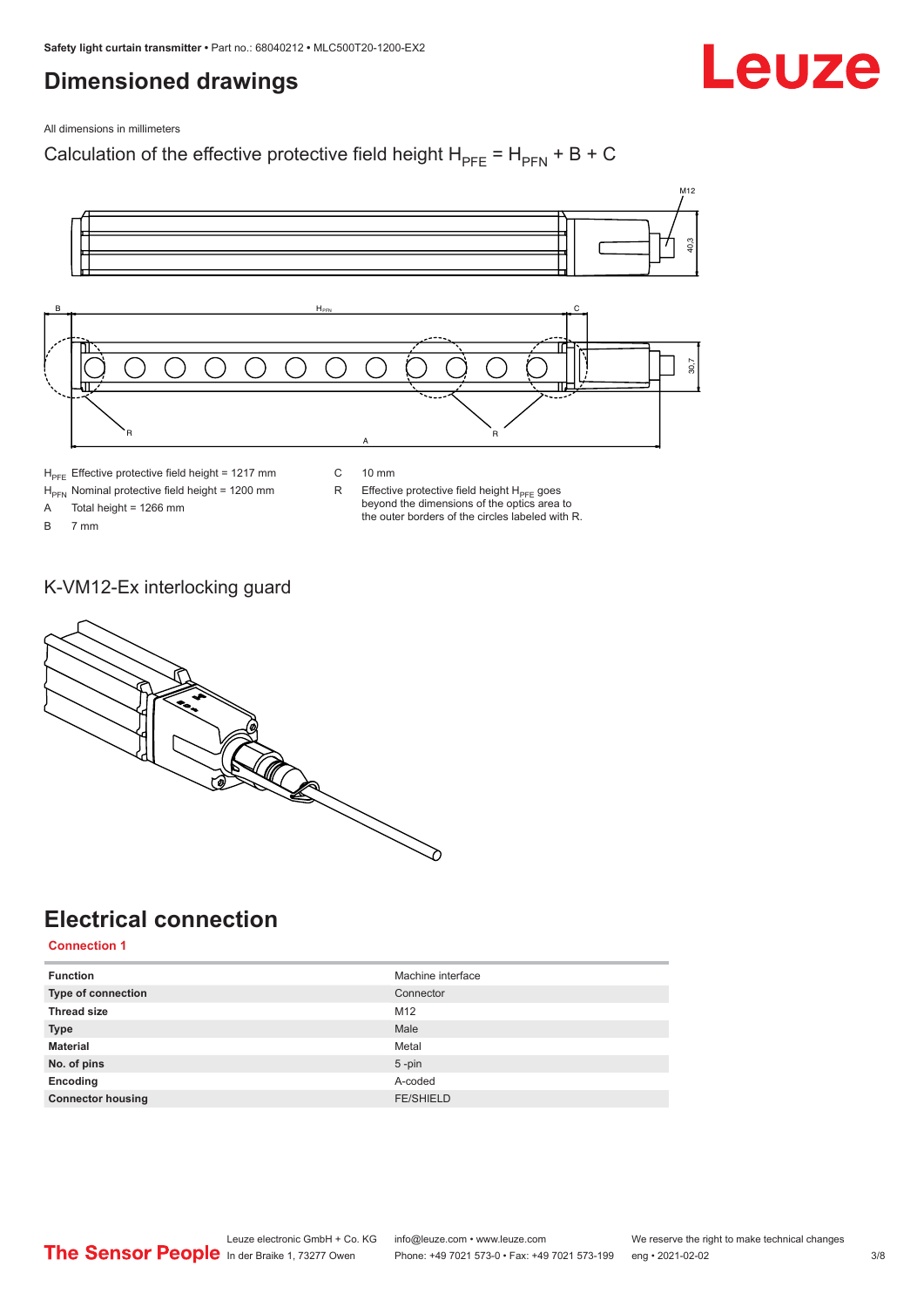# Dimensioned drawings

All dimensions in millimeters

Calculation of the effective protective field height $H_{PFE} = H_{PFN} + B + C$

$H_{PFE}$ Effective protective field height = 1217 mm

$H_{PFN}$ Nominal protective field height = 1200 mm

A Total height = 1266 mm

B 7 mm

C 10 mm

R Effective protective field height $H_{PFE}$ goes beyond the dimensions of the optics area to the outer borders of the circles labeled with R.

## K-VM12-Ex interlocking guard

# Electrical connection

**Connection 1**

| Function | Machine interface |
|---|---|
| **Type of connection** | Connector |
| **Thread size** | M12 |
| **Type** | Male |
| **Material** | Metal |
| **No. of pins** | 5 -pin |
| **Encoding** | A-coded |
| **Connector housing** | FE/SHIELD |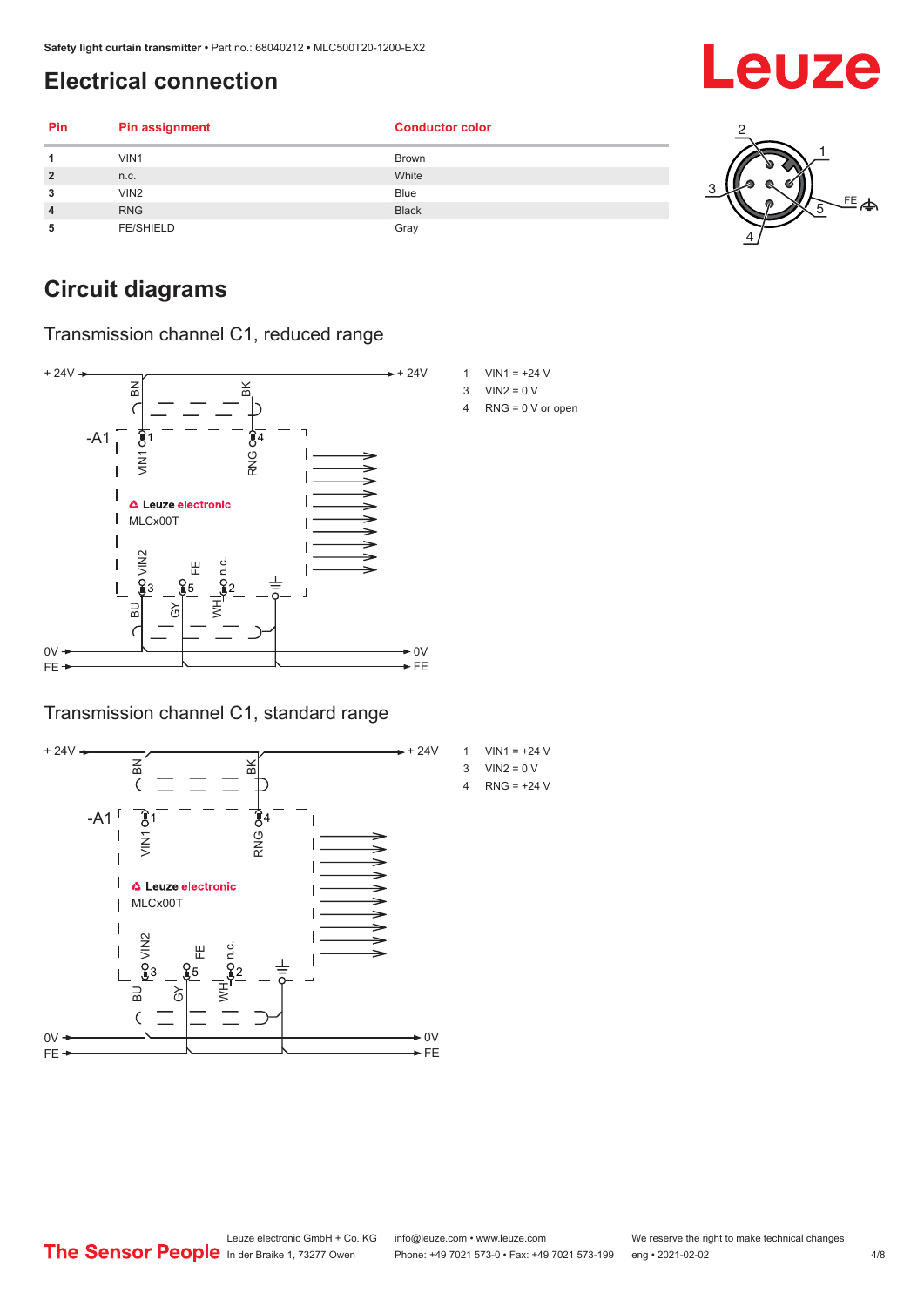# Electrical connection

| Pin | Pin assignment | Conductor color |
|---|---|---|
| 1 | VIN1 | Brown |
| 2 | n.c. | White |
| 3 | VIN2 | Blue |
| 4 | RNG | Black |
| 5 | FE/SHIELD | Gray |

# Circuit diagrams

## Transmission channel C1, reduced range

1 VIN1 = +24 V
3 VIN2 = 0 V
4 RNG = 0 V or open

## Transmission channel C1, standard range

1 VIN1 = +24 V
3 VIN2 = 0 V
4 RNG = +24 V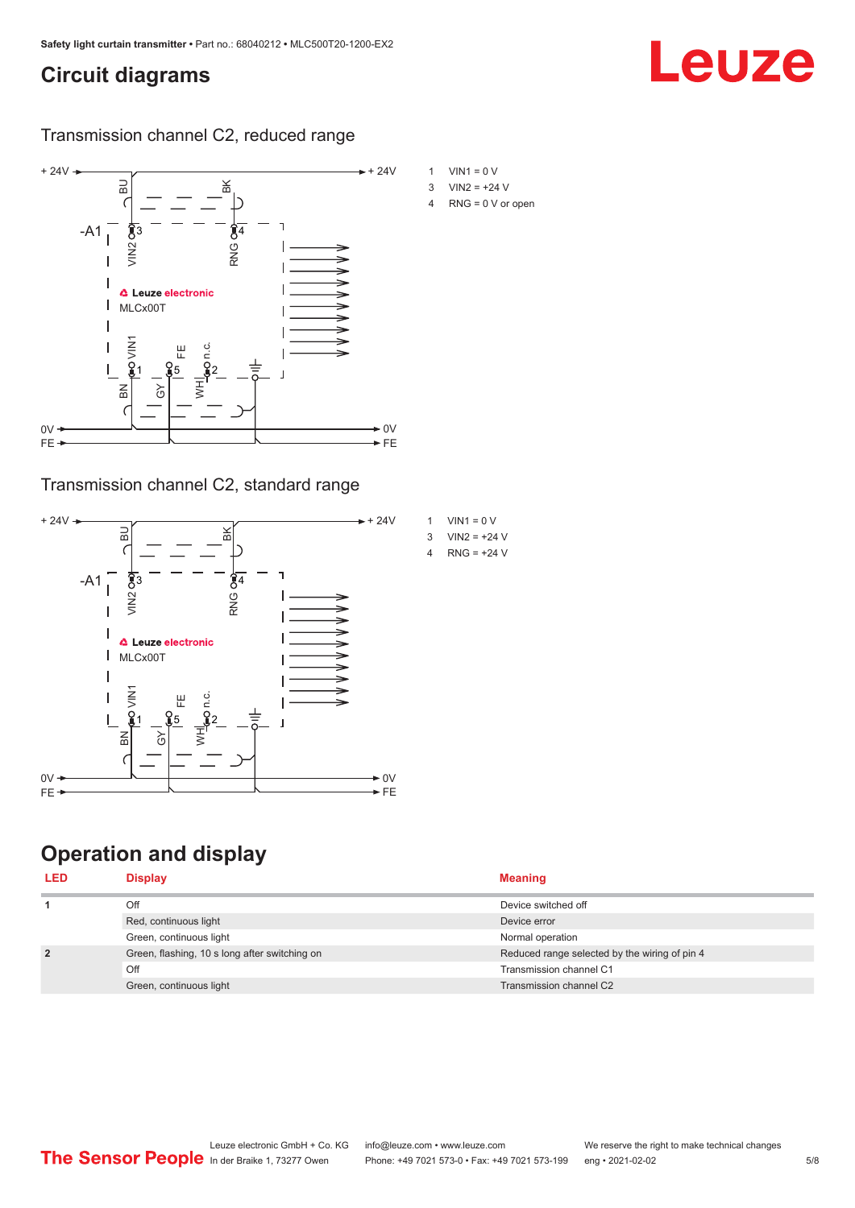## Circuit diagrams

### Transmission channel C2, reduced range

1 VIN1 = 0 V
3 VIN2 = +24 V
4 RNG = 0 V or open

### Transmission channel C2, standard range

1 VIN1 = 0 V
3 VIN2 = +24 V
4 RNG = +24 V

## Operation and display

| LED | Display | Meaning |
|---|---|---|
| 1 | Off | Device switched off |
| | Red, continuous light | Device error |
| | Green, continuous light | Normal operation |
| 2 | Green, flashing, 10 s long after switching on | Reduced range selected by the wiring of pin 4 |
| | Off | Transmission channel C1 |
| | Green, continuous light | Transmission channel C2 |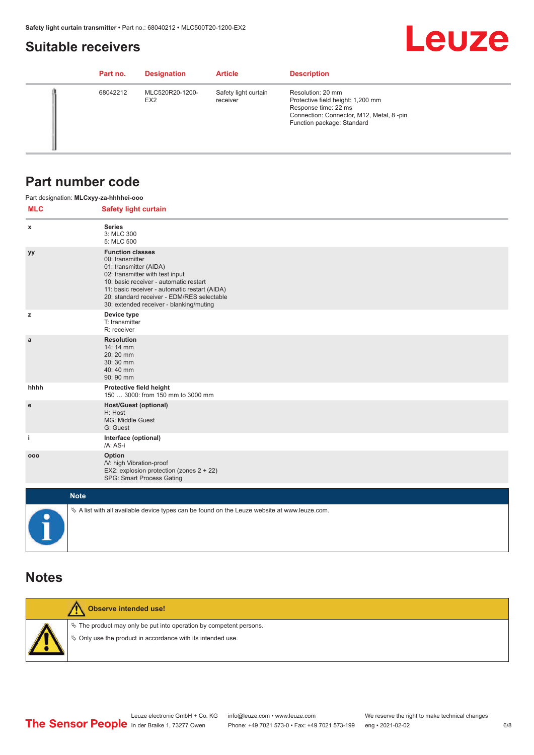## Suitable receivers

| Part no. | Designation | Article | Description |
| --- | --- | --- | --- |
| 68042212 | MLC520R20-1200-EX2 | Safety light curtain receiver | Resolution: 20 mm<br>Protective field height: 1,200 mm<br>Response time: 22 ms<br>Connection: Connector, M12, Metal, 8 -pin<br>Function package: Standard |

## Part number code

Part designation: **MLCxyy-za-hhhhei-ooo**

| MLC | Safety light curtain |
| --- | --- |
| x | **Series**<br>3: MLC 300<br>5: MLC 500 |
| yy | **Function classes**<br>00: transmitter<br>01: transmitter (AIDA)<br>02: transmitter with test input<br>10: basic receiver - automatic restart<br>11: basic receiver - automatic restart (AIDA)<br>20: standard receiver - EDM/RES selectable<br>30: extended receiver - blanking/muting |
| z | **Device type**<br>T: transmitter<br>R: receiver |
| a | **Resolution**<br>14: 14 mm<br>20: 20 mm<br>30: 30 mm<br>40: 40 mm<br>90: 90 mm |
| hhhh | **Protective field height**<br>150 … 3000: from 150 mm to 3000 mm |
| e | **Host/Guest (optional)**<br>H: Host<br>MG: Middle Guest<br>G: Guest |
| i | **Interface (optional)**<br>/A: AS-i |
| ooo | **Option**<br>/V: high Vibration-proof<br>EX2: explosion protection (zones 2 + 22)<br>SPG: Smart Process Gating |

**Note**

- A list with all available device types can be found on the Leuze website at www.leuze.com.

## Notes

**Observe intended use!**

- The product may only be put into operation by competent persons.
- Only use the product in accordance with its intended use.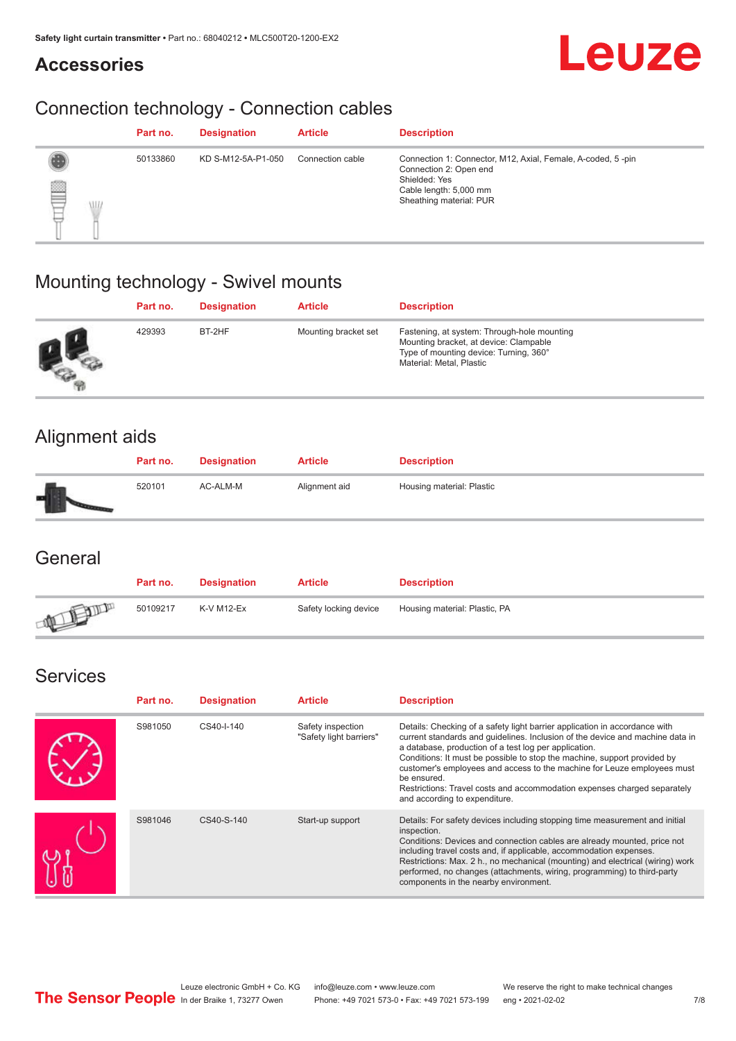# Accessories

## Connection technology - Connection cables

| Part no. | Designation | Article | Description |
|---|---|---|---|
| 50133860 | KD S-M12-5A-P1-050 | Connection cable | Connection 1: Connector, M12, Axial, Female, A-coded, 5 -pin<br>Connection 2: Open end<br>Shielded: Yes<br>Cable length: 5,000 mm<br>Sheathing material: PUR |

## Mounting technology - Swivel mounts

| Part no. | Designation | Article | Description |
|---|---|---|---|
| 429393 | BT-2HF | Mounting bracket set | Fastening, at system: Through-hole mounting<br>Mounting bracket, at device: Clampable<br>Type of mounting device: Turning, 360°<br>Material: Metal, Plastic |

## Alignment aids

| Part no. | Designation | Article | Description |
|---|---|---|---|
| 520101 | AC-ALM-M | Alignment aid | Housing material: Plastic |

## General

| Part no. | Designation | Article | Description |
|---|---|---|---|
| 50109217 | K-V M12-Ex | Safety locking device | Housing material: Plastic, PA |

## Services

| Part no. | Designation | Article | Description |
|---|---|---|---|
| S981050 | CS40-I-140 | Safety inspection "Safety light barriers" | Details: Checking of a safety light barrier application in accordance with current standards and guidelines. Inclusion of the device and machine data in a database, production of a test log per application.<br>Conditions: It must be possible to stop the machine, support provided by customer's employees and access to the machine for Leuze employees must be ensured.<br>Restrictions: Travel costs and accommodation expenses charged separately and according to expenditure. |
| S981046 | CS40-S-140 | Start-up support | Details: For safety devices including stopping time measurement and initial inspection.<br>Conditions: Devices and connection cables are already mounted, price not including travel costs and, if applicable, accommodation expenses.<br>Restrictions: Max. 2 h., no mechanical (mounting) and electrical (wiring) work performed, no changes (attachments, wiring, programming) to third-party components in the nearby environment. |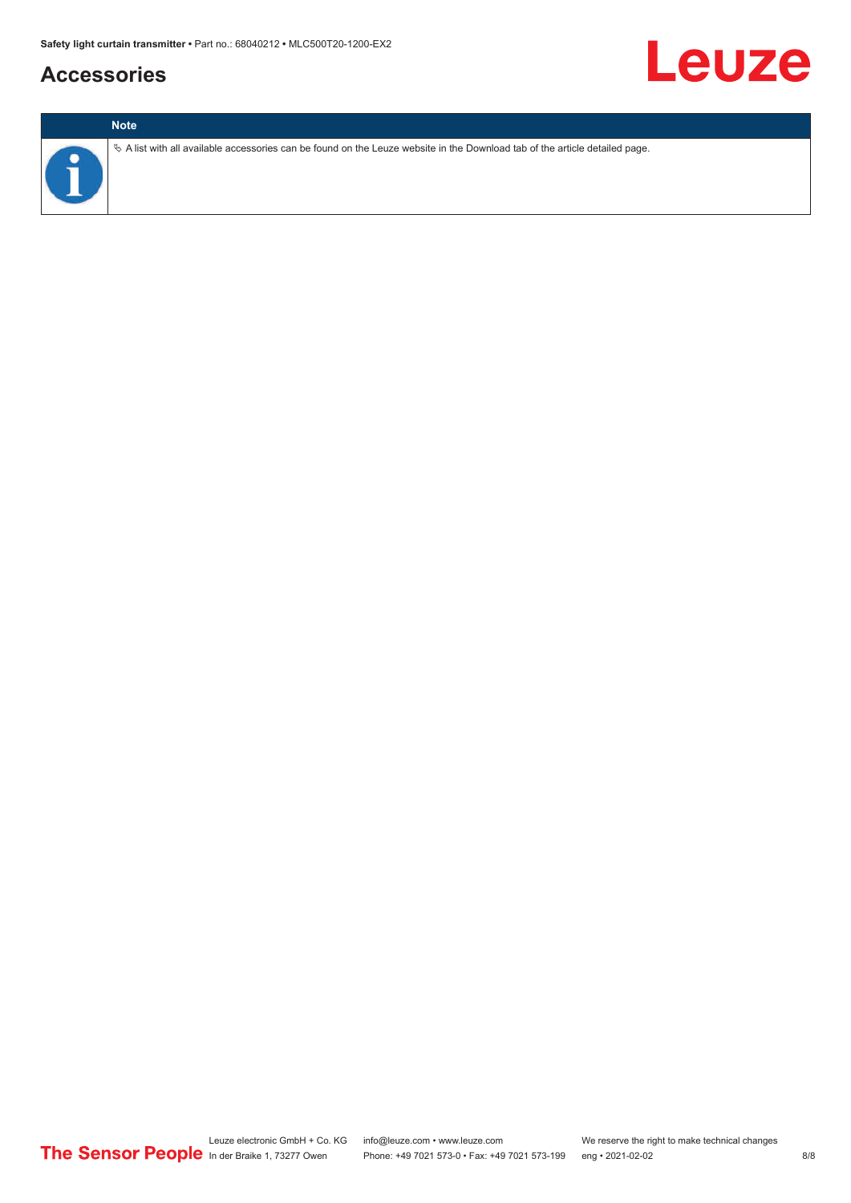## Accessories

| | Note |
|---|---|
| | ✎ A list with all available accessories can be found on the Leuze website in the Download tab of the article detailed page. |